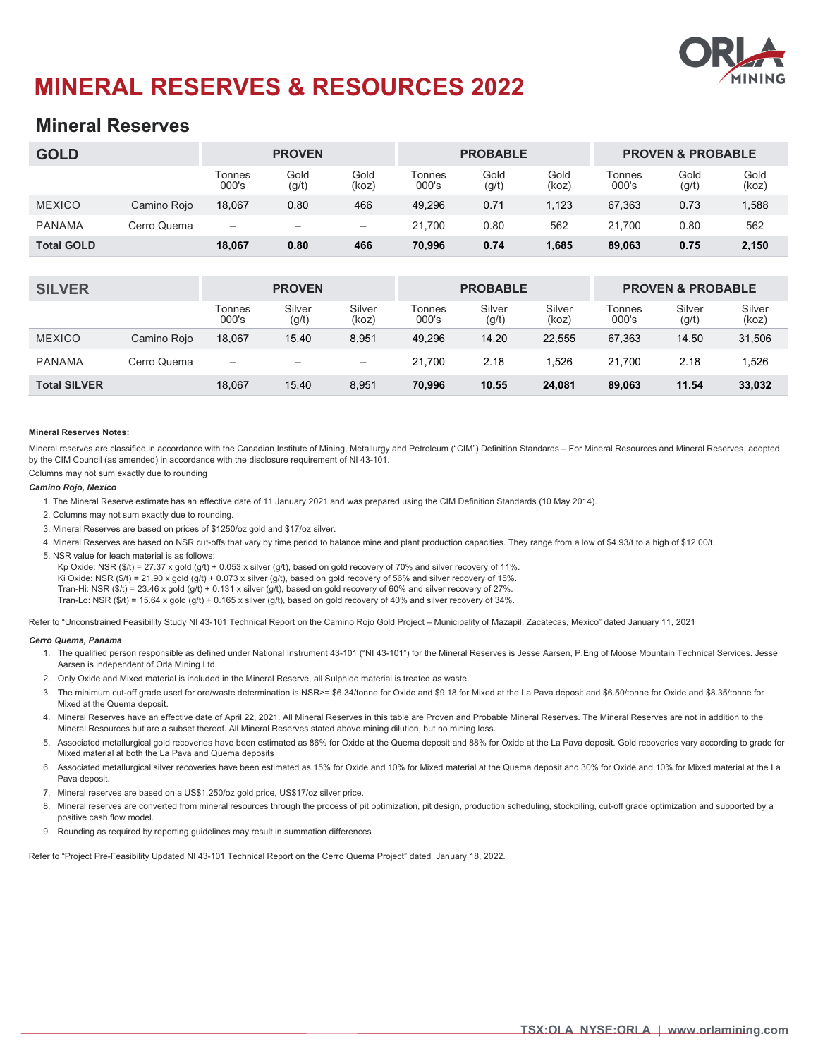# MINERAL RESERVES & RESOURCES 2022

## Mineral Reserves

| GOLD | | PROVEN | | | PROBABLE | | | PROVEN & PROBABLE | | |
|---|---|---|---|---|---|---|---|---|---|---|
| | | Tonnes 000's | Gold (g/t) | Gold (koz) | Tonnes 000's | Gold (g/t) | Gold (koz) | Tonnes 000's | Gold (g/t) | Gold (koz) |
| MEXICO | Camino Rojo | 18,067 | 0.80 | 466 | 49,296 | 0.71 | 1,123 | 67,363 | 0.73 | 1,588 |
| PANAMA | Cerro Quema | – | – | – | 21,700 | 0.80 | 562 | 21,700 | 0.80 | 562 |
| **Total GOLD** | | **18,067** | **0.80** | **466** | **70,996** | **0.74** | **1,685** | **89,063** | **0.75** | **2,150** |

| SILVER | | PROVEN | | | PROBABLE | | | PROVEN & PROBABLE | | |
|---|---|---|---|---|---|---|---|---|---|---|
| | | Tonnes 000's | Silver (g/t) | Silver (koz) | Tonnes 000's | Silver (g/t) | Silver (koz) | Tonnes 000's | Silver (g/t) | Silver (koz) |
| MEXICO | Camino Rojo | 18,067 | 15.40 | 8,951 | 49,296 | 14.20 | 22,555 | 67,363 | 14.50 | 31,506 |
| PANAMA | Cerro Quema | – | – | – | 21,700 | 2.18 | 1,526 | 21,700 | 2.18 | 1,526 |
| **Total SILVER** | | 18,067 | 15.40 | 8,951 | **70,996** | **10.55** | **24,081** | **89,063** | **11.54** | **33,032** |

**Mineral Reserves Notes:**

Mineral reserves are classified in accordance with the Canadian Institute of Mining, Metallurgy and Petroleum ("CIM") Definition Standards – For Mineral Resources and Mineral Reserves, adopted by the CIM Council (as amended) in accordance with the disclosure requirement of NI 43-101.

Columns may not sum exactly due to rounding

***Camino Rojo, Mexico***

1. The Mineral Reserve estimate has an effective date of 11 January 2021 and was prepared using the CIM Definition Standards (10 May 2014).
2. Columns may not sum exactly due to rounding.
3. Mineral Reserves are based on prices of $1250/oz gold and $17/oz silver.
4. Mineral Reserves are based on NSR cut-offs that vary by time period to balance mine and plant production capacities. They range from a low of $4.93/t to a high of $12.00/t.
5. NSR value for leach material is as follows:
   Kp Oxide: NSR ($/t) = 27.37 x gold (g/t) + 0.053 x silver (g/t), based on gold recovery of 70% and silver recovery of 11%.
   Ki Oxide: NSR ($/t) = 21.90 x gold (g/t) + 0.073 x silver (g/t), based on gold recovery of 56% and silver recovery of 15%.
   Tran-Hi: NSR ($/t) = 23.46 x gold (g/t) + 0.131 x silver (g/t), based on gold recovery of 60% and silver recovery of 27%.
   Tran-Lo: NSR ($/t) = 15.64 x gold (g/t) + 0.165 x silver (g/t), based on gold recovery of 40% and silver recovery of 34%.

Refer to "Unconstrained Feasibility Study NI 43-101 Technical Report on the Camino Rojo Gold Project – Municipality of Mazapil, Zacatecas, Mexico" dated January 11, 2021

***Cerro Quema, Panama***

1. The qualified person responsible as defined under National Instrument 43-101 ("NI 43-101") for the Mineral Reserves is Jesse Aarsen, P.Eng of Moose Mountain Technical Services. Jesse Aarsen is independent of Orla Mining Ltd.
2. Only Oxide and Mixed material is included in the Mineral Reserve, all Sulphide material is treated as waste.
3. The minimum cut-off grade used for ore/waste determination is NSR>= $6.34/tonne for Oxide and $9.18 for Mixed at the La Pava deposit and $6.50/tonne for Oxide and $8.35/tonne for Mixed at the Quema deposit.
4. Mineral Reserves have an effective date of April 22, 2021. All Mineral Reserves in this table are Proven and Probable Mineral Reserves. The Mineral Reserves are not in addition to the Mineral Resources but are a subset thereof. All Mineral Reserves stated above mining dilution, but no mining loss.
5. Associated metallurgical gold recoveries have been estimated as 86% for Oxide at the Quema deposit and 88% for Oxide at the La Pava deposit. Gold recoveries vary according to grade for Mixed material at both the La Pava and Quema deposits
6. Associated metallurgical silver recoveries have been estimated as 15% for Oxide and 10% for Mixed material at the Quema deposit and 30% for Oxide and 10% for Mixed material at the La Pava deposit.
7. Mineral reserves are based on a US$1,250/oz gold price, US$17/oz silver price.
8. Mineral reserves are converted from mineral resources through the process of pit optimization, pit design, production scheduling, stockpiling, cut-off grade optimization and supported by a positive cash flow model.
9. Rounding as required by reporting guidelines may result in summation differences

Refer to "Project Pre-Feasibility Updated NI 43-101 Technical Report on the Cerro Quema Project" dated January 18, 2022.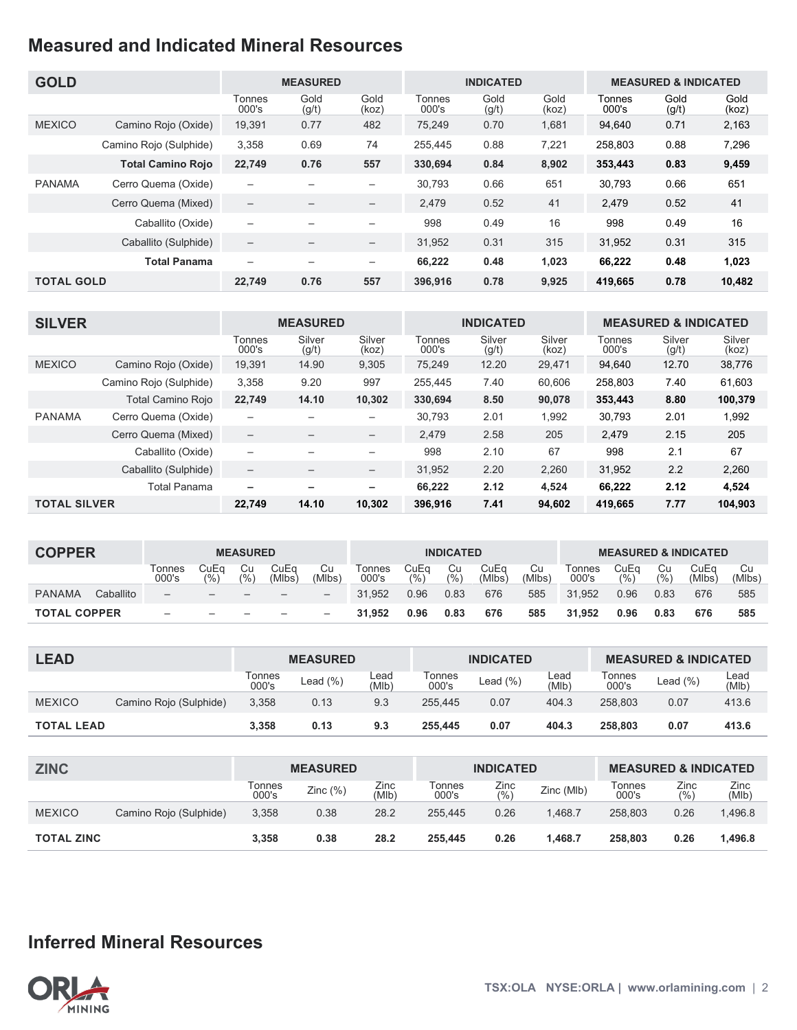## Measured and Indicated Mineral Resources

| GOLD | | MEASURED | | | INDICATED | | | MEASURED & INDICATED | | |
|---|---|---|---|---|---|---|---|---|---|---|
| | | Tonnes 000's | Gold (g/t) | Gold (koz) | Tonnes 000's | Gold (g/t) | Gold (koz) | Tonnes 000's | Gold (g/t) | Gold (koz) |
| MEXICO | Camino Rojo (Oxide) | 19,391 | 0.77 | 482 | 75,249 | 0.70 | 1,681 | 94,640 | 0.71 | 2,163 |
| | Camino Rojo (Sulphide) | 3,358 | 0.69 | 74 | 255,445 | 0.88 | 7,221 | 258,803 | 0.88 | 7,296 |
| | **Total Camino Rojo** | **22,749** | **0.76** | **557** | **330,694** | **0.84** | **8,902** | **353,443** | **0.83** | **9,459** |
| PANAMA | Cerro Quema (Oxide) | – | – | – | 30,793 | 0.66 | 651 | 30,793 | 0.66 | 651 |
| | Cerro Quema (Mixed) | – | – | – | 2,479 | 0.52 | 41 | 2,479 | 0.52 | 41 |
| | Caballito (Oxide) | – | – | – | 998 | 0.49 | 16 | 998 | 0.49 | 16 |
| | Caballito (Sulphide) | – | – | – | 31,952 | 0.31 | 315 | 31,952 | 0.31 | 315 |
| | **Total Panama** | – | – | – | **66,222** | **0.48** | **1,023** | **66,222** | **0.48** | **1,023** |
| **TOTAL GOLD** | | **22,749** | **0.76** | **557** | **396,916** | **0.78** | **9,925** | **419,665** | **0.78** | **10,482** |

| SILVER | | MEASURED | | | INDICATED | | | MEASURED & INDICATED | | |
|---|---|---|---|---|---|---|---|---|---|---|
| | | Tonnes 000's | Silver (g/t) | Silver (koz) | Tonnes 000's | Silver (g/t) | Silver (koz) | Tonnes 000's | Silver (g/t) | Silver (koz) |
| MEXICO | Camino Rojo (Oxide) | 19,391 | 14.90 | 9,305 | 75,249 | 12.20 | 29,471 | 94,640 | 12.70 | 38,776 |
| | Camino Rojo (Sulphide) | 3,358 | 9.20 | 997 | 255,445 | 7.40 | 60,606 | 258,803 | 7.40 | 61,603 |
| | Total Camino Rojo | **22,749** | **14.10** | **10,302** | **330,694** | **8.50** | **90,078** | **353,443** | **8.80** | **100,379** |
| PANAMA | Cerro Quema (Oxide) | – | – | – | 30,793 | 2.01 | 1,992 | 30,793 | 2.01 | 1,992 |
| | Cerro Quema (Mixed) | – | – | – | 2,479 | 2.58 | 205 | 2,479 | 2.15 | 205 |
| | Caballito (Oxide) | – | – | – | 998 | 2.10 | 67 | 998 | 2.1 | 67 |
| | Caballito (Sulphide) | – | – | – | 31,952 | 2.20 | 2,260 | 31,952 | 2.2 | 2,260 |
| | Total Panama | **–** | **–** | **–** | **66,222** | **2.12** | **4,524** | **66,222** | **2.12** | **4,524** |
| **TOTAL SILVER** | | **22,749** | **14.10** | **10,302** | **396,916** | **7.41** | **94,602** | **419,665** | **7.77** | **104,903** |

| COPPER | | MEASURED | | | | | INDICATED | | | | | MEASURED & INDICATED | | | | |
|---|---|---|---|---|---|---|---|---|---|---|---|---|---|---|---|---|
| | | Tonnes 000's | CuEq (%) | Cu (%) | CuEq (Mlbs) | Cu (Mlbs) | Tonnes 000's | CuEq (%) | Cu (%) | CuEq (Mlbs) | Cu (Mlbs) | Tonnes 000's | CuEq (%) | Cu (%) | CuEq (Mlbs) | Cu (Mlbs) |
| PANAMA | Caballito | – | – | – | – | – | 31,952 | 0.96 | 0.83 | 676 | 585 | 31,952 | 0.96 | 0.83 | 676 | 585 |
| **TOTAL COPPER** | | – | – | – | – | – | **31,952** | **0.96** | **0.83** | **676** | **585** | **31,952** | **0.96** | **0.83** | **676** | **585** |

| LEAD | | MEASURED | | | INDICATED | | | MEASURED & INDICATED | | |
|---|---|---|---|---|---|---|---|---|---|---|
| | | Tonnes 000's | Lead (%) | Lead (Mlb) | Tonnes 000's | Lead (%) | Lead (Mlb) | Tonnes 000's | Lead (%) | Lead (Mlb) |
| MEXICO | Camino Rojo (Sulphide) | 3,358 | 0.13 | 9.3 | 255,445 | 0.07 | 404.3 | 258,803 | 0.07 | 413.6 |
| **TOTAL LEAD** | | **3,358** | **0.13** | **9.3** | **255,445** | **0.07** | **404.3** | **258,803** | **0.07** | **413.6** |

| ZINC | | MEASURED | | | INDICATED | | | MEASURED & INDICATED | | |
|---|---|---|---|---|---|---|---|---|---|---|
| | | Tonnes 000's | Zinc (%) | Zinc (Mlb) | Tonnes 000's | Zinc (%) | Zinc (Mlb) | Tonnes 000's | Zinc (%) | Zinc (Mlb) |
| MEXICO | Camino Rojo (Sulphide) | 3,358 | 0.38 | 28.2 | 255,445 | 0.26 | 1,468.7 | 258,803 | 0.26 | 1,496.8 |
| **TOTAL ZINC** | | **3,358** | **0.38** | **28.2** | **255,445** | **0.26** | **1,468.7** | **258,803** | **0.26** | **1,496.8** |

## Inferred Mineral Resources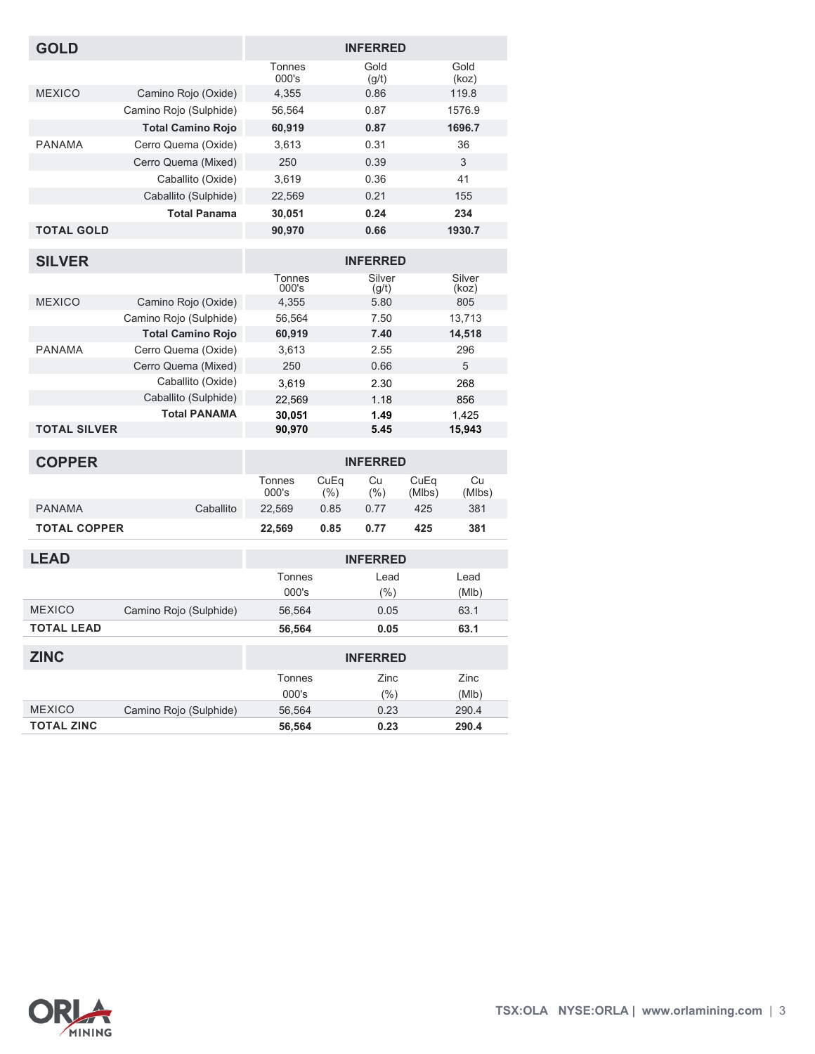| GOLD | | INFERRED | | |
|---|---|---|---|---|
| | | Tonnes 000's | Gold (g/t) | Gold (koz) |
| MEXICO | Camino Rojo (Oxide) | 4,355 | 0.86 | 119.8 |
| | Camino Rojo (Sulphide) | 56,564 | 0.87 | 1576.9 |
| | **Total Camino Rojo** | **60,919** | **0.87** | **1696.7** |
| PANAMA | Cerro Quema (Oxide) | 3,613 | 0.31 | 36 |
| | Cerro Quema (Mixed) | 250 | 0.39 | 3 |
| | Caballito (Oxide) | 3,619 | 0.36 | 41 |
| | Caballito (Sulphide) | 22,569 | 0.21 | 155 |
| | **Total Panama** | **30,051** | **0.24** | **234** |
| **TOTAL GOLD** | | **90,970** | **0.66** | **1930.7** |

| SILVER | | INFERRED | | |
|---|---|---|---|---|
| | | Tonnes 000's | Silver (g/t) | Silver (koz) |
| MEXICO | Camino Rojo (Oxide) | 4,355 | 5.80 | 805 |
| | Camino Rojo (Sulphide) | 56,564 | 7.50 | 13,713 |
| | **Total Camino Rojo** | **60,919** | **7.40** | **14,518** |
| PANAMA | Cerro Quema (Oxide) | 3,613 | 2.55 | 296 |
| | Cerro Quema (Mixed) | 250 | 0.66 | 5 |
| | Caballito (Oxide) | 3,619 | 2.30 | 268 |
| | Caballito (Sulphide) | 22,569 | 1.18 | 856 |
| | **Total PANAMA** | **30,051** | **1.49** | 1,425 |
| **TOTAL SILVER** | | **90,970** | **5.45** | **15,943** |

| COPPER | | INFERRED | | | | |
|---|---|---|---|---|---|---|
| | | Tonnes 000's | CuEq (%) | Cu (%) | CuEq (Mlbs) | Cu (Mlbs) |
| PANAMA | Caballito | 22,569 | 0.85 | 0.77 | 425 | 381 |
| **TOTAL COPPER** | | **22,569** | **0.85** | **0.77** | **425** | **381** |

| LEAD | | INFERRED | | |
|---|---|---|---|---|
| | | Tonnes 000's | Lead (%) | Lead (Mlb) |
| MEXICO | Camino Rojo (Sulphide) | 56,564 | 0.05 | 63.1 |
| **TOTAL LEAD** | | **56,564** | **0.05** | **63.1** |

| ZINC | | INFERRED | | |
|---|---|---|---|---|
| | | Tonnes 000's | Zinc (%) | Zinc (Mlb) |
| MEXICO | Camino Rojo (Sulphide) | 56,564 | 0.23 | 290.4 |
| **TOTAL ZINC** | | **56,564** | **0.23** | **290.4** |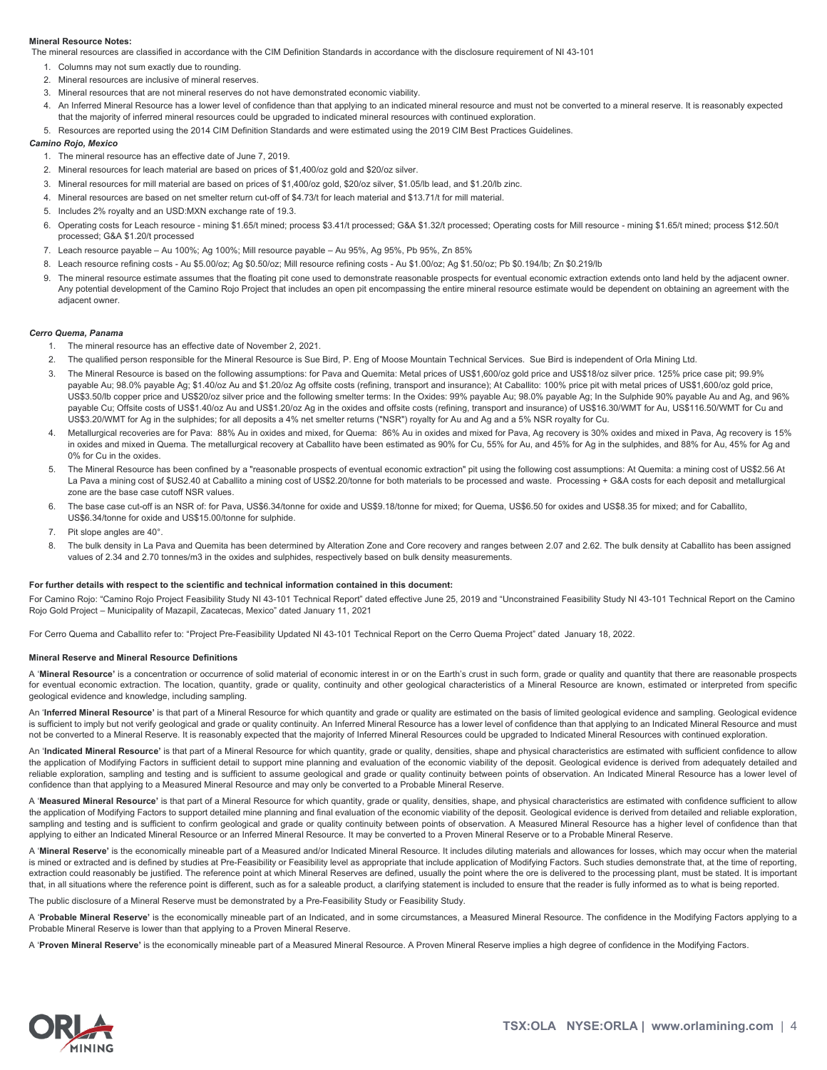**Mineral Resource Notes:**

The mineral resources are classified in accordance with the CIM Definition Standards in accordance with the disclosure requirement of NI 43-101

1. Columns may not sum exactly due to rounding.
2. Mineral resources are inclusive of mineral reserves.
3. Mineral resources that are not mineral reserves do not have demonstrated economic viability.
4. An Inferred Mineral Resource has a lower level of confidence than that applying to an indicated mineral resource and must not be converted to a mineral reserve. It is reasonably expected that the majority of inferred mineral resources could be upgraded to indicated mineral resources with continued exploration.
5. Resources are reported using the 2014 CIM Definition Standards and were estimated using the 2019 CIM Best Practices Guidelines.

***Camino Rojo, Mexico***

1. The mineral resource has an effective date of June 7, 2019.
2. Mineral resources for leach material are based on prices of $1,400/oz gold and $20/oz silver.
3. Mineral resources for mill material are based on prices of $1,400/oz gold, $20/oz silver, $1.05/lb lead, and $1.20/lb zinc.
4. Mineral resources are based on net smelter return cut-off of $4.73/t for leach material and $13.71/t for mill material.
5. Includes 2% royalty and an USD:MXN exchange rate of 19.3.
6. Operating costs for Leach resource - mining $1.65/t mined; process $3.41/t processed; G&A $1.32/t processed; Operating costs for Mill resource - mining $1.65/t mined; process $12.50/t processed; G&A $1.20/t processed
7. Leach resource payable – Au 100%; Ag 100%; Mill resource payable – Au 95%, Ag 95%, Pb 95%, Zn 85%
8. Leach resource refining costs - Au $5.00/oz; Ag $0.50/oz; Mill resource refining costs - Au $1.00/oz; Ag $1.50/oz; Pb $0.194/lb; Zn $0.219/lb
9. The mineral resource estimate assumes that the floating pit cone used to demonstrate reasonable prospects for eventual economic extraction extends onto land held by the adjacent owner. Any potential development of the Camino Rojo Project that includes an open pit encompassing the entire mineral resource estimate would be dependent on obtaining an agreement with the adjacent owner.

***Cerro Quema, Panama***

1. The mineral resource has an effective date of November 2, 2021.
2. The qualified person responsible for the Mineral Resource is Sue Bird, P. Eng of Moose Mountain Technical Services. Sue Bird is independent of Orla Mining Ltd.
3. The Mineral Resource is based on the following assumptions: for Pava and Quemita: Metal prices of US$1,600/oz gold price and US$18/oz silver price. 125% price case pit; 99.9% payable Au; 98.0% payable Ag; $1.40/oz Au and $1.20/oz Ag offsite costs (refining, transport and insurance); At Caballito: 100% price pit with metal prices of US$1,600/oz gold price, US$3.50/lb copper price and US$20/oz silver price and the following smelter terms: In the Oxides: 99% payable Au; 98.0% payable Ag; In the Sulphide 90% payable Au and Ag, and 96% payable Cu; Offsite costs of US$1.40/oz Au and US$1.20/oz Ag in the oxides and offsite costs (refining, transport and insurance) of US$16.30/WMT for Au, US$116.50/WMT for Cu and US$3.20/WMT for Ag in the sulphides; for all deposits a 4% net smelter returns ("NSR") royalty for Au and Ag and a 5% NSR royalty for Cu.
4. Metallurgical recoveries are for Pava: 88% Au in oxides and mixed, for Quema: 86% Au in oxides and mixed for Pava, Ag recovery is 30% oxides and mixed in Pava, Ag recovery is 15% in oxides and mixed in Quema. The metallurgical recovery at Caballito have been estimated as 90% for Cu, 55% for Au, and 45% for Ag in the sulphides, and 88% for Au, 45% for Ag and 0% for Cu in the oxides.
5. The Mineral Resource has been confined by a "reasonable prospects of eventual economic extraction" pit using the following cost assumptions: At Quemita: a mining cost of US$2.56 At La Pava a mining cost of $US2.40 at Caballito a mining cost of US$2.20/tonne for both materials to be processed and waste. Processing + G&A costs for each deposit and metallurgical zone are the base case cutoff NSR values.
6. The base case cut-off is an NSR of: for Pava, US$6.34/tonne for oxide and US$9.18/tonne for mixed; for Quema, US$6.50 for oxides and US$8.35 for mixed; and for Caballito, US$6.34/tonne for oxide and US$15.00/tonne for sulphide.
7. Pit slope angles are 40°.
8. The bulk density in La Pava and Quemita has been determined by Alteration Zone and Core recovery and ranges between 2.07 and 2.62. The bulk density at Caballito has been assigned values of 2.34 and 2.70 tonnes/m3 in the oxides and sulphides, respectively based on bulk density measurements.

**For further details with respect to the scientific and technical information contained in this document:**

For Camino Rojo: "Camino Rojo Project Feasibility Study NI 43-101 Technical Report" dated effective June 25, 2019 and "Unconstrained Feasibility Study NI 43-101 Technical Report on the Camino Rojo Gold Project – Municipality of Mazapil, Zacatecas, Mexico" dated January 11, 2021

For Cerro Quema and Caballito refer to: "Project Pre-Feasibility Updated NI 43-101 Technical Report on the Cerro Quema Project" dated January 18, 2022.

**Mineral Reserve and Mineral Resource Definitions**

A '**Mineral Resource'** is a concentration or occurrence of solid material of economic interest in or on the Earth's crust in such form, grade or quality and quantity that there are reasonable prospects for eventual economic extraction. The location, quantity, grade or quality, continuity and other geological characteristics of a Mineral Resource are known, estimated or interpreted from specific geological evidence and knowledge, including sampling.

An '**Inferred Mineral Resource'** is that part of a Mineral Resource for which quantity and grade or quality are estimated on the basis of limited geological evidence and sampling. Geological evidence is sufficient to imply but not verify geological and grade or quality continuity. An Inferred Mineral Resource has a lower level of confidence than that applying to an Indicated Mineral Resource and must not be converted to a Mineral Reserve. It is reasonably expected that the majority of Inferred Mineral Resources could be upgraded to Indicated Mineral Resources with continued exploration.

An '**Indicated Mineral Resource'** is that part of a Mineral Resource for which quantity, grade or quality, densities, shape and physical characteristics are estimated with sufficient confidence to allow the application of Modifying Factors in sufficient detail to support mine planning and evaluation of the economic viability of the deposit. Geological evidence is derived from adequately detailed and reliable exploration, sampling and testing and is sufficient to assume geological and grade or quality continuity between points of observation. An Indicated Mineral Resource has a lower level of confidence than that applying to a Measured Mineral Resource and may only be converted to a Probable Mineral Reserve.

A '**Measured Mineral Resource'** is that part of a Mineral Resource for which quantity, grade or quality, densities, shape, and physical characteristics are estimated with confidence sufficient to allow the application of Modifying Factors to support detailed mine planning and final evaluation of the economic viability of the deposit. Geological evidence is derived from detailed and reliable exploration, sampling and testing and is sufficient to confirm geological and grade or quality continuity between points of observation. A Measured Mineral Resource has a higher level of confidence than that applying to either an Indicated Mineral Resource or an Inferred Mineral Resource. It may be converted to a Proven Mineral Reserve or to a Probable Mineral Reserve.

A '**Mineral Reserve'** is the economically mineable part of a Measured and/or Indicated Mineral Resource. It includes diluting materials and allowances for losses, which may occur when the material is mined or extracted and is defined by studies at Pre-Feasibility or Feasibility level as appropriate that include application of Modifying Factors. Such studies demonstrate that, at the time of reporting, extraction could reasonably be justified. The reference point at which Mineral Reserves are defined, usually the point where the ore is delivered to the processing plant, must be stated. It is important that, in all situations where the reference point is different, such as for a saleable product, a clarifying statement is included to ensure that the reader is fully informed as to what is being reported.

The public disclosure of a Mineral Reserve must be demonstrated by a Pre-Feasibility Study or Feasibility Study.

A '**Probable Mineral Reserve'** is the economically mineable part of an Indicated, and in some circumstances, a Measured Mineral Resource. The confidence in the Modifying Factors applying to a Probable Mineral Reserve is lower than that applying to a Proven Mineral Reserve.

A '**Proven Mineral Reserve'** is the economically mineable part of a Measured Mineral Resource. A Proven Mineral Reserve implies a high degree of confidence in the Modifying Factors.